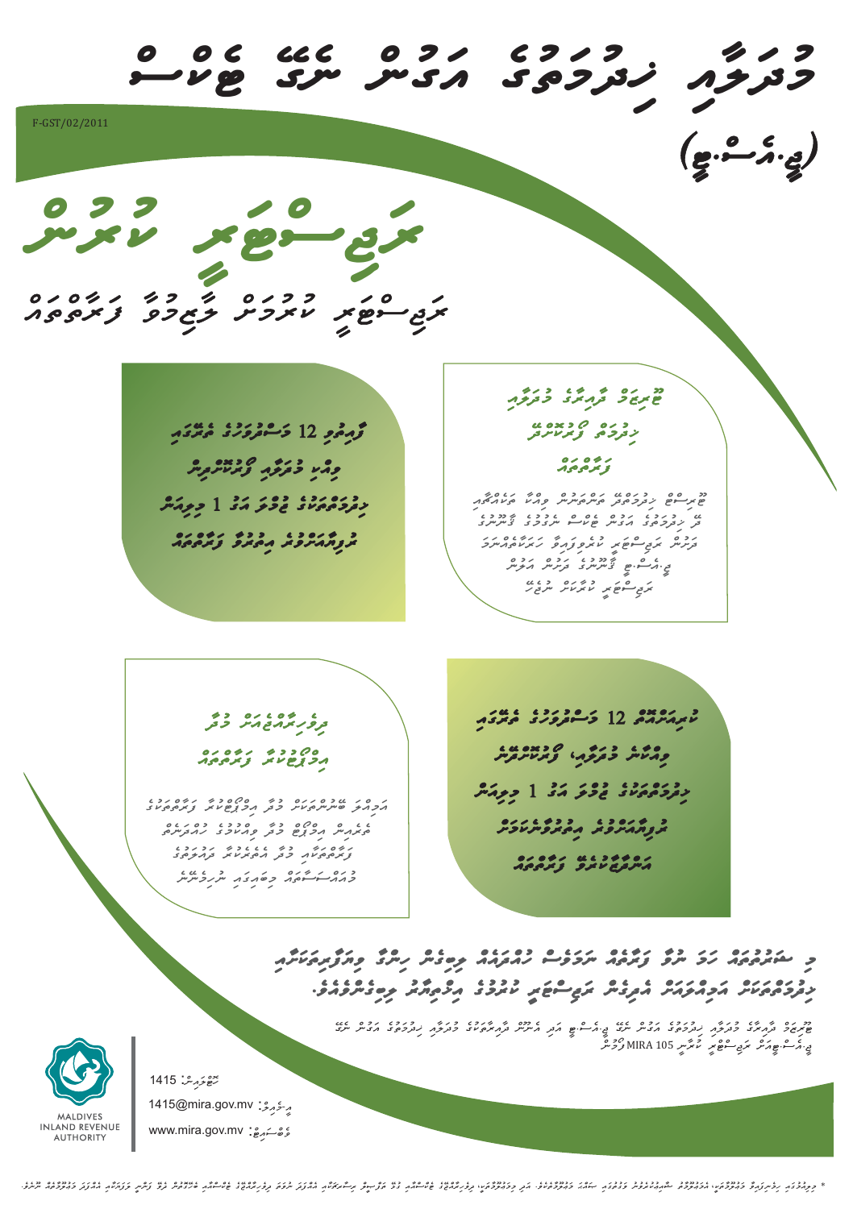# މުދަލާއި ޚިދުމަތުގެ އަގުން ނަގާ ޓެކްސް

(ޖީ.އެސް.ޓީ)

F-GST/02/2011

# ރަޖިސްޓްރީ ކުރުން

## ރަޖިސްޓްރީ ކުރުމަށް ޤާނޫނުން ލާޒިމުވާ ފަރާތްތައް

### ޓޫރިޒަމް ދާއިރާގެ މުދަލާއި ޚިދުމަތް ފޯރުކޮށްދޭ ފަރާތްތައް

ޓޫރިސްޓް ޚިދުމަތުގެ ބަދަލުގައި ވިއްކާ ތަކެތީގެ އަދި ޚިދުމަތުގެ އަގުން ޓެކްސް ނަގަމުން ގެންދާ ފަރާތްތައް ރަޖިސްޓްރީ ކުރުވުން ލާޒިމްކަމަށްވާތީ ޖީ.އެސް.ޓީ ޤާނޫނުގެ ދަށުން އަލުން ރަޖިސްޓްރީ ކުރާކަށް ނުޖެހޭ

### ފާއިތުވި 12 މަސްދުވަހުގެ ތެރޭގައި ވިއްކި މުދަލާއި ޚިދުމަތްތަކުން ލިބިފައިވާ ޖުމްލަ އަގު 1 މިލިއަން ރުފިޔާއަށްވުރެ އިތުރު ފަރާތްތައް

### ދިވެހިރާއްޖެއަށް މުދާ އިމްޕޯޓްކުރާ ފަރާތްތައް

އަމިއްލަ ބޭނުންތަކަށް މުދާ އިމްޕޯޓްކުރާ ފަރާތްތަކުގެ ތެރެއިން އިމްޕޯޓް މުދާ ވިއްކުމުގެ މަސައްކަތްކުރާ ފަރާތްތަކާއި މުދާ އެތެރެކުރާ ވިޔަފާރިއެއް ކުރާ ފަރާތްތައް

### ކުރިއަށް އޮތް 12 މަސްދުވަހުގެ ތެރޭގައި ވިއްކާނެ މުދަލާއި، ޚިދުމަތްތަކުން ލިބޭނެ ޖުމްލަ އަގު 1 މިލިއަން ރުފިޔާއަށްވުރެ އިތުރުވާނެކަމަށް އަންދާޒާކުރެވޭ ފަރާތްތައް

މި ސަރކިއުލަރުގައި ބުނާ ފަރާތްތައް ވިޔަފާރި ފަށާއިރު ރަޖިސްޓަރީ ކުރުމުގެ އިތުރަށް ޖީ.އެސް.ޓީ ރަޖިސްޓްރީ ކުރުމުގެ އިލްތިމާސް ހުށަހަޅަން ޖެހޭނެއެވެ.

ޓޫރިޒަމް ދާއިރާގެ މުދަލާއި ޚިދުމަތުގެ އަގުން ނަގާ ޖީ.އެސް.ޓީ އަދި އެނޫން ދާއިރާތަކުގެ މުދަލާއި ޚިދުމަތުގެ އަގުން ނަގާ ޖީ.އެސް.ޓީއަށް ރަޖިސްޓްރީ ކުރާނީ MIRA 105 ފޯމުން

ހޮޓްލައިން: 1415

އީމެއިލް: 1415@mira.gov.mv

ވެބްސައިޓް: www.mira.gov.mv

MALDIVES INLAND REVENUE AUTHORITY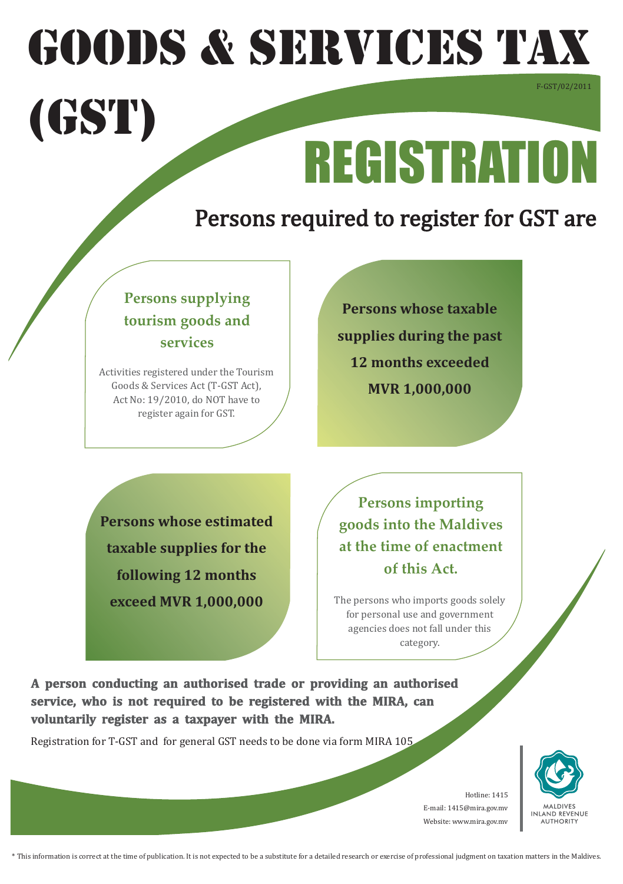# GOODS & SERVICES TAX (GST)

F-GST/02/2011

# REGISTRATION

## Persons required to register for GST are

### Persons supplying tourism goods and services

Activities registered under the Tourism Goods & Services Act (T-GST Act), Act No: 19/2010, do NOT have to register again for GST.

**Persons whose taxable supplies during the past 12 months exceeded MVR 1,000,000**

**Persons whose estimated taxable supplies for the following 12 months exceed MVR 1,000,000**

### Persons importing goods into the Maldives at the time of enactment of this Act.

The persons who imports goods solely for personal use and government agencies does not fall under this category.

**A person conducting an authorised trade or providing an authorised service, who is not required to be registered with the MIRA, can voluntarily register as a taxpayer with the MIRA.**

Registration for T-GST and for general GST needs to be done via form MIRA 105

Hotline: 1415
E-mail: 1415@mira.gov.mv
Website: www.mira.gov.mv

MALDIVES INLAND REVENUE AUTHORITY

* This information is correct at the time of publication. It is not expected to be a substitute for a detailed research or exercise of professional judgment on taxation matters in the Maldives.